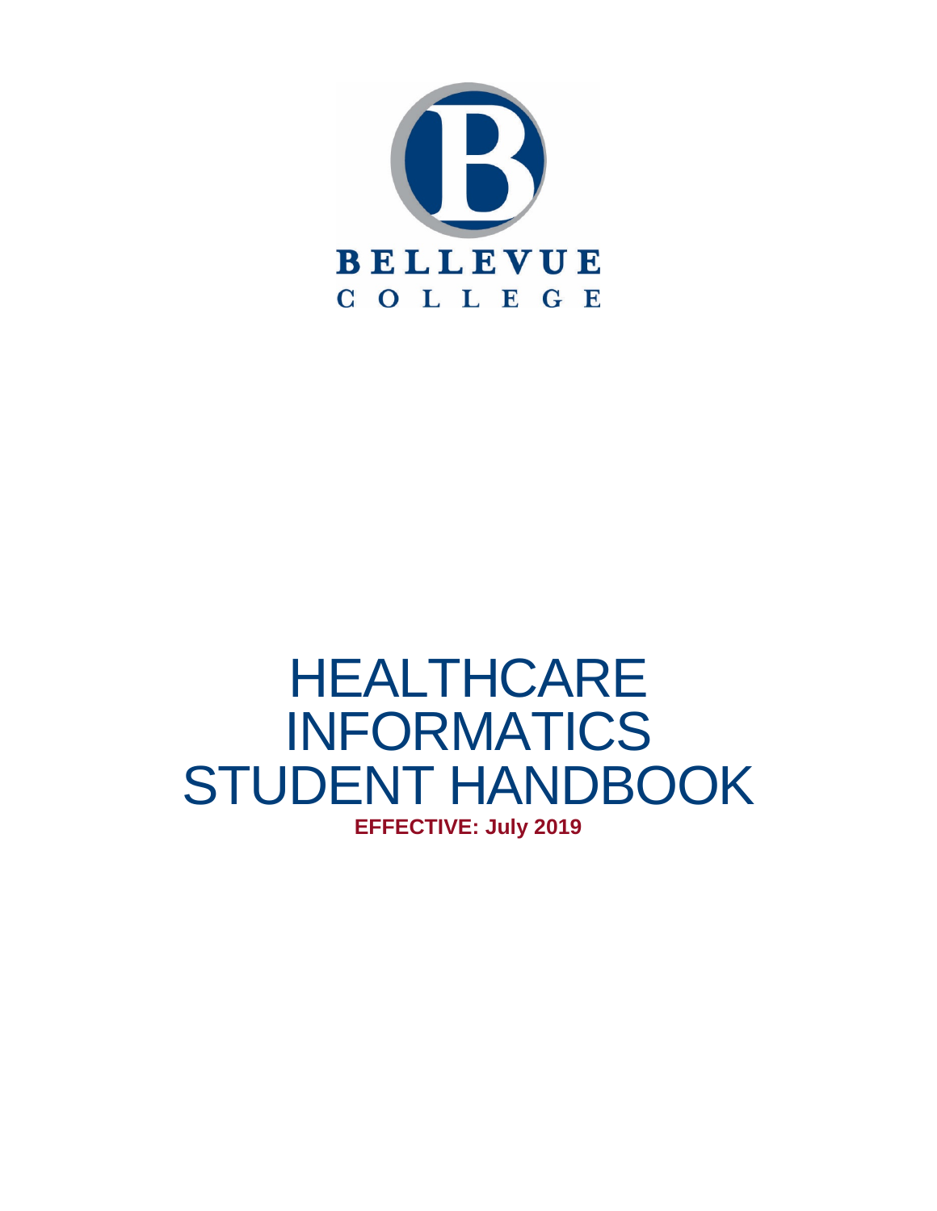BELLEVUE COLLEGE

# HEALTHCARE INFORMATICS STUDENT HANDBOOK

**EFFECTIVE: July 2019**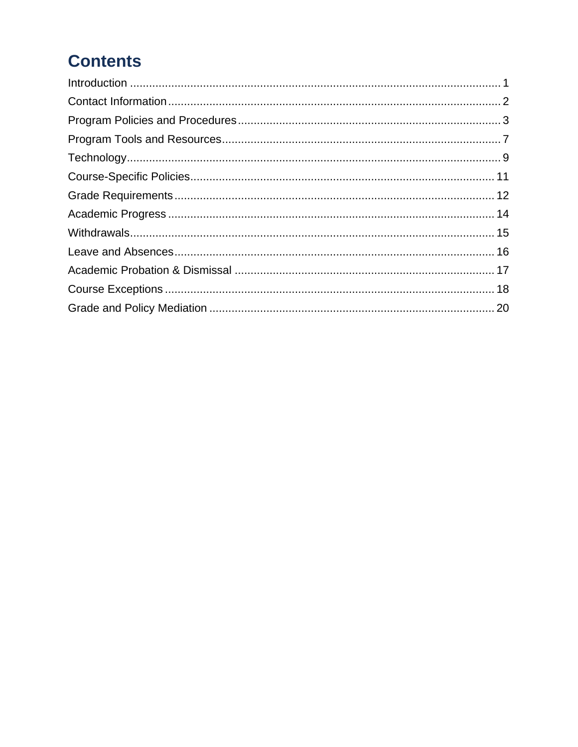# Contents

Introduction ........................................................................................................ 1
Contact Information ............................................................................................ 2
Program Policies and Procedures ...................................................................... 3
Program Tools and Resources ........................................................................... 7
Technology ......................................................................................................... 9
Course-Specific Policies .................................................................................... 11
Grade Requirements ......................................................................................... 12
Academic Progress ........................................................................................... 14
Withdrawals ....................................................................................................... 15
Leave and Absences ......................................................................................... 16
Academic Probation & Dismissal ...................................................................... 17
Course Exceptions ............................................................................................ 18
Grade and Policy Mediation .............................................................................. 20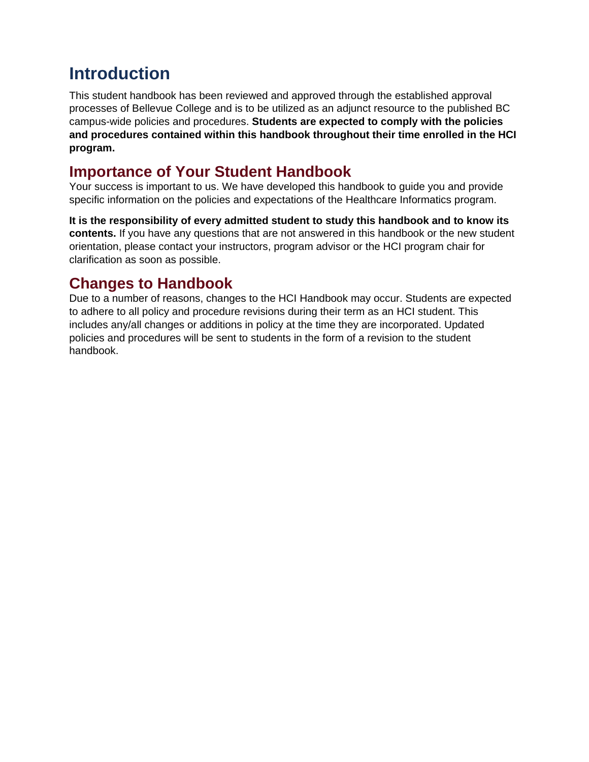# Introduction

This student handbook has been reviewed and approved through the established approval processes of Bellevue College and is to be utilized as an adjunct resource to the published BC campus-wide policies and procedures. **Students are expected to comply with the policies and procedures contained within this handbook throughout their time enrolled in the HCI program.**

## Importance of Your Student Handbook

Your success is important to us. We have developed this handbook to guide you and provide specific information on the policies and expectations of the Healthcare Informatics program.

**It is the responsibility of every admitted student to study this handbook and to know its contents.** If you have any questions that are not answered in this handbook or the new student orientation, please contact your instructors, program advisor or the HCI program chair for clarification as soon as possible.

## Changes to Handbook

Due to a number of reasons, changes to the HCI Handbook may occur. Students are expected to adhere to all policy and procedure revisions during their term as an HCI student. This includes any/all changes or additions in policy at the time they are incorporated. Updated policies and procedures will be sent to students in the form of a revision to the student handbook.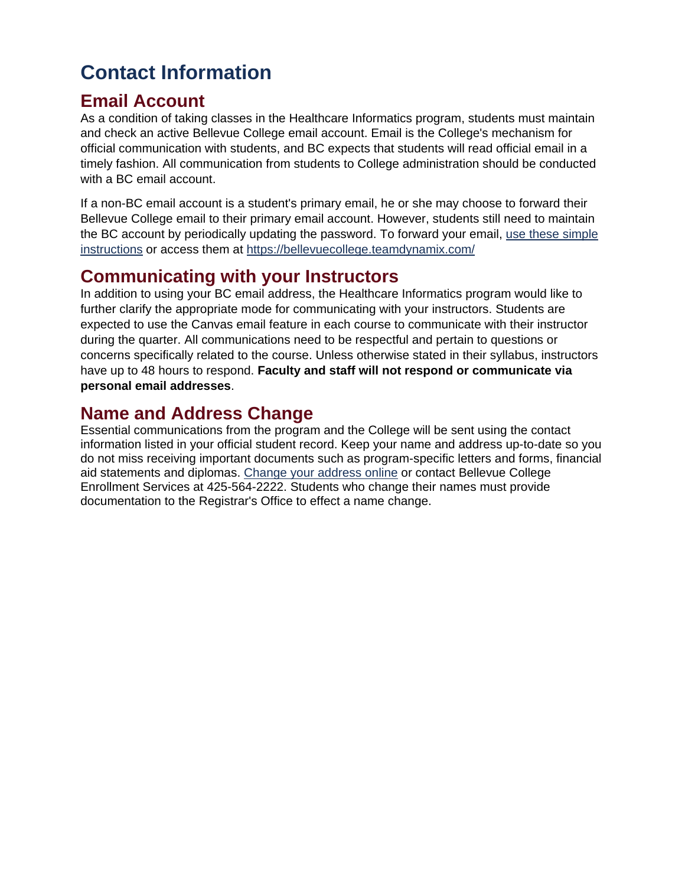# Contact Information

## Email Account

As a condition of taking classes in the Healthcare Informatics program, students must maintain and check an active Bellevue College email account. Email is the College's mechanism for official communication with students, and BC expects that students will read official email in a timely fashion. All communication from students to College administration should be conducted with a BC email account.

If a non-BC email account is a student's primary email, he or she may choose to forward their Bellevue College email to their primary email account. However, students still need to maintain the BC account by periodically updating the password. To forward your email, use these simple instructions or access them at https://bellevuecollege.teamdynamix.com/

## Communicating with your Instructors

In addition to using your BC email address, the Healthcare Informatics program would like to further clarify the appropriate mode for communicating with your instructors. Students are expected to use the Canvas email feature in each course to communicate with their instructor during the quarter. All communications need to be respectful and pertain to questions or concerns specifically related to the course. Unless otherwise stated in their syllabus, instructors have up to 48 hours to respond. **Faculty and staff will not respond or communicate via personal email addresses**.

## Name and Address Change

Essential communications from the program and the College will be sent using the contact information listed in your official student record. Keep your name and address up-to-date so you do not miss receiving important documents such as program-specific letters and forms, financial aid statements and diplomas. Change your address online or contact Bellevue College Enrollment Services at 425-564-2222. Students who change their names must provide documentation to the Registrar's Office to effect a name change.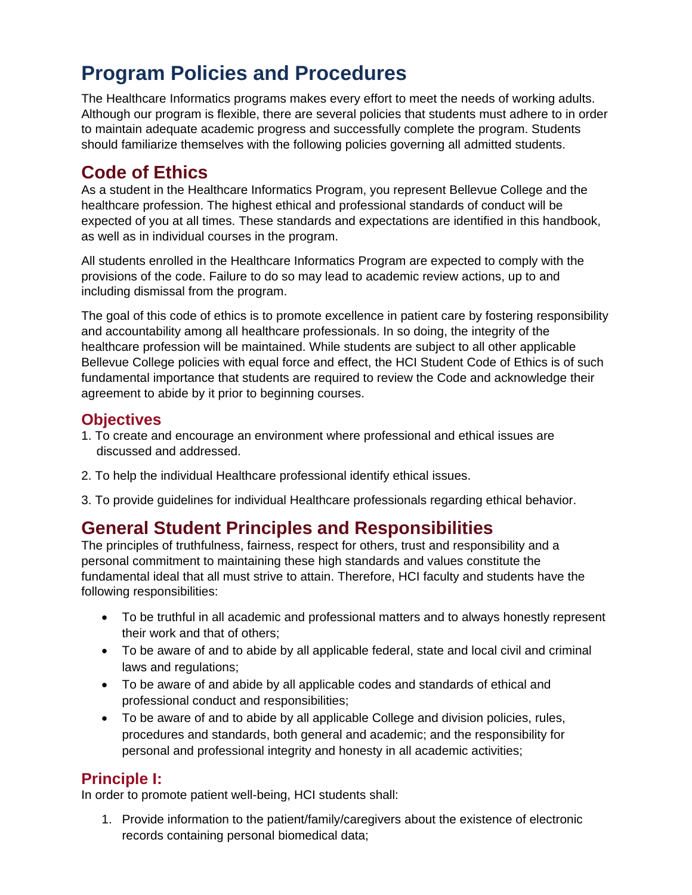# Program Policies and Procedures

The Healthcare Informatics programs makes every effort to meet the needs of working adults. Although our program is flexible, there are several policies that students must adhere to in order to maintain adequate academic progress and successfully complete the program. Students should familiarize themselves with the following policies governing all admitted students.

## Code of Ethics

As a student in the Healthcare Informatics Program, you represent Bellevue College and the healthcare profession. The highest ethical and professional standards of conduct will be expected of you at all times. These standards and expectations are identified in this handbook, as well as in individual courses in the program.

All students enrolled in the Healthcare Informatics Program are expected to comply with the provisions of the code. Failure to do so may lead to academic review actions, up to and including dismissal from the program.

The goal of this code of ethics is to promote excellence in patient care by fostering responsibility and accountability among all healthcare professionals. In so doing, the integrity of the healthcare profession will be maintained. While students are subject to all other applicable Bellevue College policies with equal force and effect, the HCI Student Code of Ethics is of such fundamental importance that students are required to review the Code and acknowledge their agreement to abide by it prior to beginning courses.

### Objectives

1. To create and encourage an environment where professional and ethical issues are discussed and addressed.
2. To help the individual Healthcare professional identify ethical issues.
3. To provide guidelines for individual Healthcare professionals regarding ethical behavior.

## General Student Principles and Responsibilities

The principles of truthfulness, fairness, respect for others, trust and responsibility and a personal commitment to maintaining these high standards and values constitute the fundamental ideal that all must strive to attain. Therefore, HCI faculty and students have the following responsibilities:

- To be truthful in all academic and professional matters and to always honestly represent their work and that of others;
- To be aware of and to abide by all applicable federal, state and local civil and criminal laws and regulations;
- To be aware of and abide by all applicable codes and standards of ethical and professional conduct and responsibilities;
- To be aware of and to abide by all applicable College and division policies, rules, procedures and standards, both general and academic; and the responsibility for personal and professional integrity and honesty in all academic activities;

### Principle I:

In order to promote patient well-being, HCI students shall:

1. Provide information to the patient/family/caregivers about the existence of electronic records containing personal biomedical data;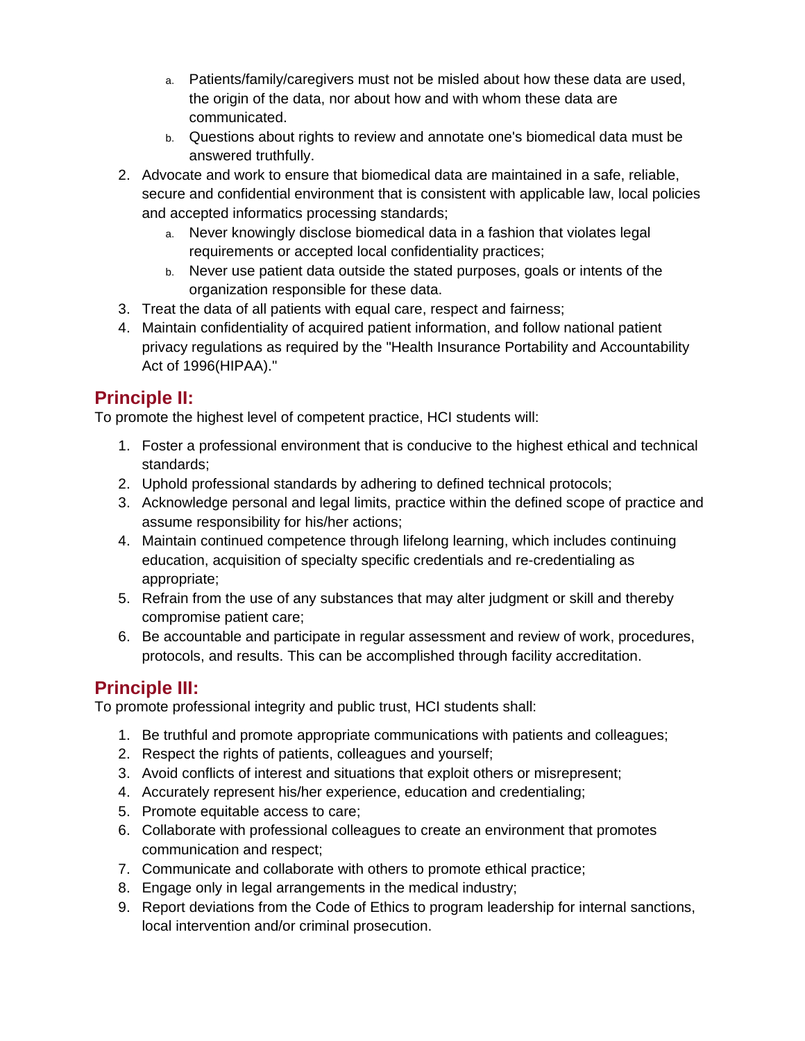a. Patients/family/caregivers must not be misled about how these data are used, the origin of the data, nor about how and with whom these data are communicated.
   b. Questions about rights to review and annotate one's biomedical data must be answered truthfully.
2. Advocate and work to ensure that biomedical data are maintained in a safe, reliable, secure and confidential environment that is consistent with applicable law, local policies and accepted informatics processing standards;
   a. Never knowingly disclose biomedical data in a fashion that violates legal requirements or accepted local confidentiality practices;
   b. Never use patient data outside the stated purposes, goals or intents of the organization responsible for these data.
3. Treat the data of all patients with equal care, respect and fairness;
4. Maintain confidentiality of acquired patient information, and follow national patient privacy regulations as required by the "Health Insurance Portability and Accountability Act of 1996(HIPAA)."

## Principle II:

To promote the highest level of competent practice, HCI students will:

1. Foster a professional environment that is conducive to the highest ethical and technical standards;
2. Uphold professional standards by adhering to defined technical protocols;
3. Acknowledge personal and legal limits, practice within the defined scope of practice and assume responsibility for his/her actions;
4. Maintain continued competence through lifelong learning, which includes continuing education, acquisition of specialty specific credentials and re-credentialing as appropriate;
5. Refrain from the use of any substances that may alter judgment or skill and thereby compromise patient care;
6. Be accountable and participate in regular assessment and review of work, procedures, protocols, and results. This can be accomplished through facility accreditation.

## Principle III:

To promote professional integrity and public trust, HCI students shall:

1. Be truthful and promote appropriate communications with patients and colleagues;
2. Respect the rights of patients, colleagues and yourself;
3. Avoid conflicts of interest and situations that exploit others or misrepresent;
4. Accurately represent his/her experience, education and credentialing;
5. Promote equitable access to care;
6. Collaborate with professional colleagues to create an environment that promotes communication and respect;
7. Communicate and collaborate with others to promote ethical practice;
8. Engage only in legal arrangements in the medical industry;
9. Report deviations from the Code of Ethics to program leadership for internal sanctions, local intervention and/or criminal prosecution.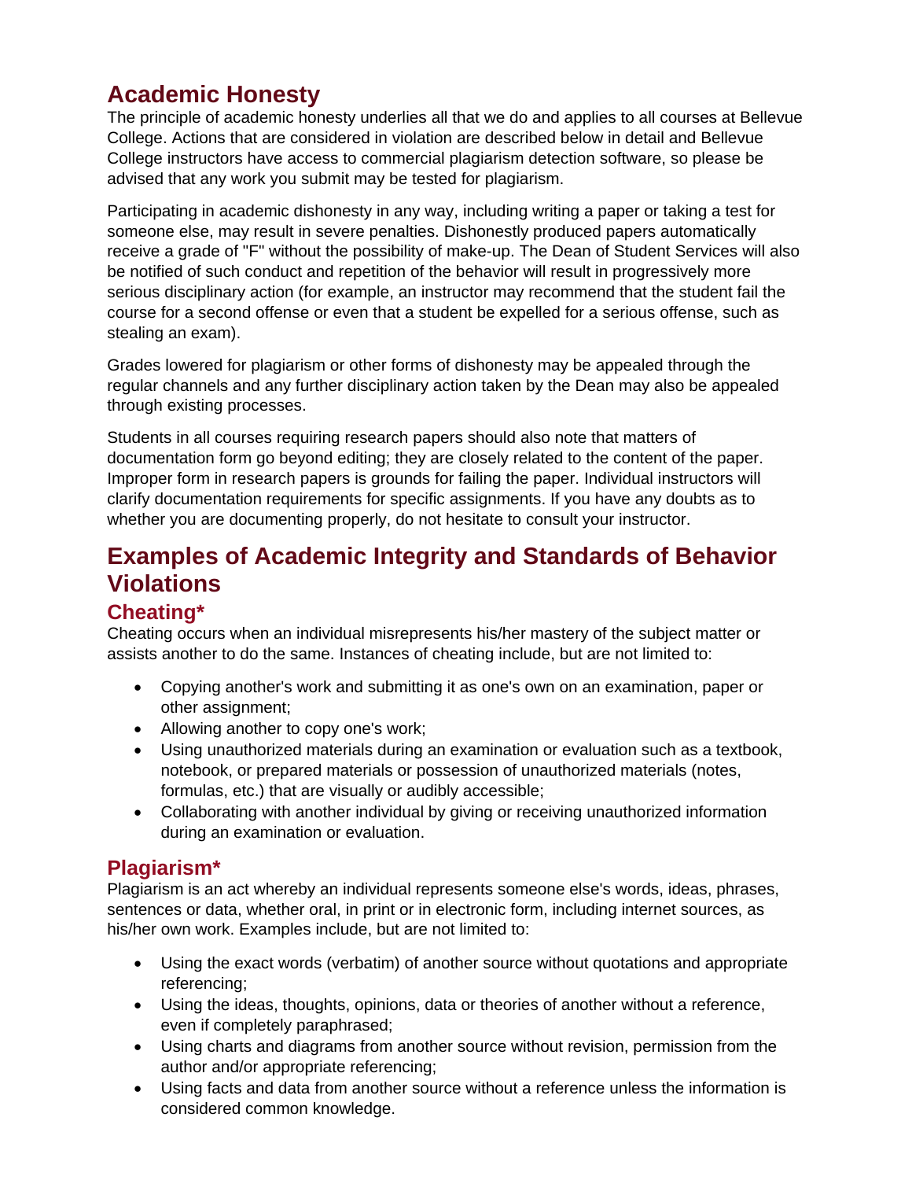## Academic Honesty

The principle of academic honesty underlies all that we do and applies to all courses at Bellevue College. Actions that are considered in violation are described below in detail and Bellevue College instructors have access to commercial plagiarism detection software, so please be advised that any work you submit may be tested for plagiarism.

Participating in academic dishonesty in any way, including writing a paper or taking a test for someone else, may result in severe penalties. Dishonestly produced papers automatically receive a grade of "F" without the possibility of make-up. The Dean of Student Services will also be notified of such conduct and repetition of the behavior will result in progressively more serious disciplinary action (for example, an instructor may recommend that the student fail the course for a second offense or even that a student be expelled for a serious offense, such as stealing an exam).

Grades lowered for plagiarism or other forms of dishonesty may be appealed through the regular channels and any further disciplinary action taken by the Dean may also be appealed through existing processes.

Students in all courses requiring research papers should also note that matters of documentation form go beyond editing; they are closely related to the content of the paper. Improper form in research papers is grounds for failing the paper. Individual instructors will clarify documentation requirements for specific assignments. If you have any doubts as to whether you are documenting properly, do not hesitate to consult your instructor.

## Examples of Academic Integrity and Standards of Behavior Violations

### Cheating*

Cheating occurs when an individual misrepresents his/her mastery of the subject matter or assists another to do the same. Instances of cheating include, but are not limited to:

- Copying another's work and submitting it as one's own on an examination, paper or other assignment;
- Allowing another to copy one's work;
- Using unauthorized materials during an examination or evaluation such as a textbook, notebook, or prepared materials or possession of unauthorized materials (notes, formulas, etc.) that are visually or audibly accessible;
- Collaborating with another individual by giving or receiving unauthorized information during an examination or evaluation.

### Plagiarism*

Plagiarism is an act whereby an individual represents someone else's words, ideas, phrases, sentences or data, whether oral, in print or in electronic form, including internet sources, as his/her own work. Examples include, but are not limited to:

- Using the exact words (verbatim) of another source without quotations and appropriate referencing;
- Using the ideas, thoughts, opinions, data or theories of another without a reference, even if completely paraphrased;
- Using charts and diagrams from another source without revision, permission from the author and/or appropriate referencing;
- Using facts and data from another source without a reference unless the information is considered common knowledge.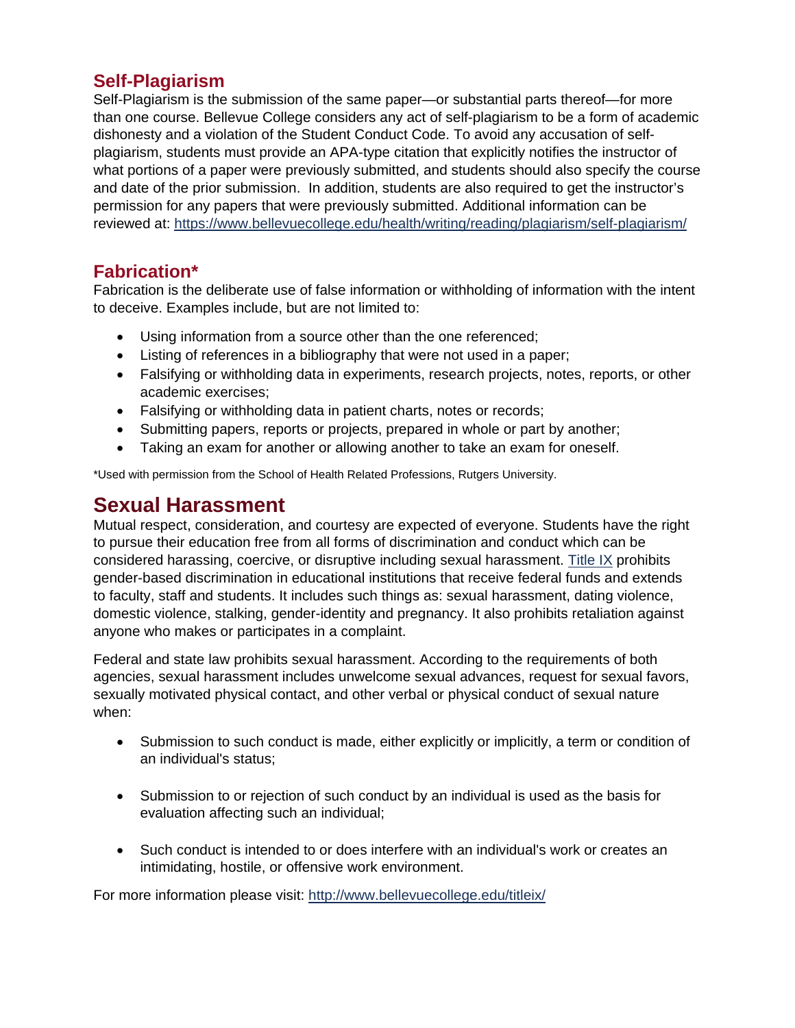## Self-Plagiarism

Self-Plagiarism is the submission of the same paper—or substantial parts thereof—for more than one course. Bellevue College considers any act of self-plagiarism to be a form of academic dishonesty and a violation of the Student Conduct Code. To avoid any accusation of self-plagiarism, students must provide an APA-type citation that explicitly notifies the instructor of what portions of a paper were previously submitted, and students should also specify the course and date of the prior submission.  In addition, students are also required to get the instructor's permission for any papers that were previously submitted. Additional information can be reviewed at: https://www.bellevuecollege.edu/health/writing/reading/plagiarism/self-plagiarism/

## Fabrication*

Fabrication is the deliberate use of false information or withholding of information with the intent to deceive. Examples include, but are not limited to:

- Using information from a source other than the one referenced;
- Listing of references in a bibliography that were not used in a paper;
- Falsifying or withholding data in experiments, research projects, notes, reports, or other academic exercises;
- Falsifying or withholding data in patient charts, notes or records;
- Submitting papers, reports or projects, prepared in whole or part by another;
- Taking an exam for another or allowing another to take an exam for oneself.

*Used with permission from the School of Health Related Professions, Rutgers University.

# Sexual Harassment

Mutual respect, consideration, and courtesy are expected of everyone. Students have the right to pursue their education free from all forms of discrimination and conduct which can be considered harassing, coercive, or disruptive including sexual harassment. Title IX prohibits gender-based discrimination in educational institutions that receive federal funds and extends to faculty, staff and students. It includes such things as: sexual harassment, dating violence, domestic violence, stalking, gender-identity and pregnancy. It also prohibits retaliation against anyone who makes or participates in a complaint.

Federal and state law prohibits sexual harassment. According to the requirements of both agencies, sexual harassment includes unwelcome sexual advances, request for sexual favors, sexually motivated physical contact, and other verbal or physical conduct of sexual nature when:

- Submission to such conduct is made, either explicitly or implicitly, a term or condition of an individual's status;
- Submission to or rejection of such conduct by an individual is used as the basis for evaluation affecting such an individual;
- Such conduct is intended to or does interfere with an individual's work or creates an intimidating, hostile, or offensive work environment.

For more information please visit: http://www.bellevuecollege.edu/titleix/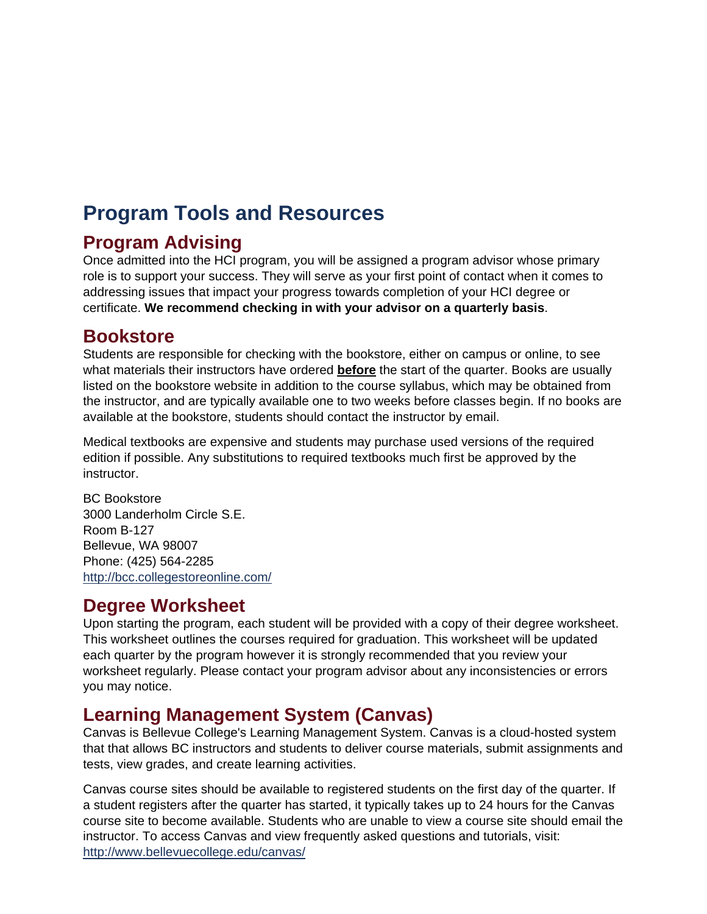# Program Tools and Resources

## Program Advising

Once admitted into the HCI program, you will be assigned a program advisor whose primary role is to support your success. They will serve as your first point of contact when it comes to addressing issues that impact your progress towards completion of your HCI degree or certificate. **We recommend checking in with your advisor on a quarterly basis**.

## Bookstore

Students are responsible for checking with the bookstore, either on campus or online, to see what materials their instructors have ordered **before** the start of the quarter. Books are usually listed on the bookstore website in addition to the course syllabus, which may be obtained from the instructor, and are typically available one to two weeks before classes begin. If no books are available at the bookstore, students should contact the instructor by email.

Medical textbooks are expensive and students may purchase used versions of the required edition if possible. Any substitutions to required textbooks much first be approved by the instructor.

BC Bookstore
3000 Landerholm Circle S.E.
Room B-127
Bellevue, WA 98007
Phone: (425) 564-2285
http://bcc.collegestoreonline.com/

## Degree Worksheet

Upon starting the program, each student will be provided with a copy of their degree worksheet. This worksheet outlines the courses required for graduation. This worksheet will be updated each quarter by the program however it is strongly recommended that you review your worksheet regularly. Please contact your program advisor about any inconsistencies or errors you may notice.

## Learning Management System (Canvas)

Canvas is Bellevue College's Learning Management System. Canvas is a cloud-hosted system that that allows BC instructors and students to deliver course materials, submit assignments and tests, view grades, and create learning activities.

Canvas course sites should be available to registered students on the first day of the quarter. If a student registers after the quarter has started, it typically takes up to 24 hours for the Canvas course site to become available. Students who are unable to view a course site should email the instructor. To access Canvas and view frequently asked questions and tutorials, visit: http://www.bellevuecollege.edu/canvas/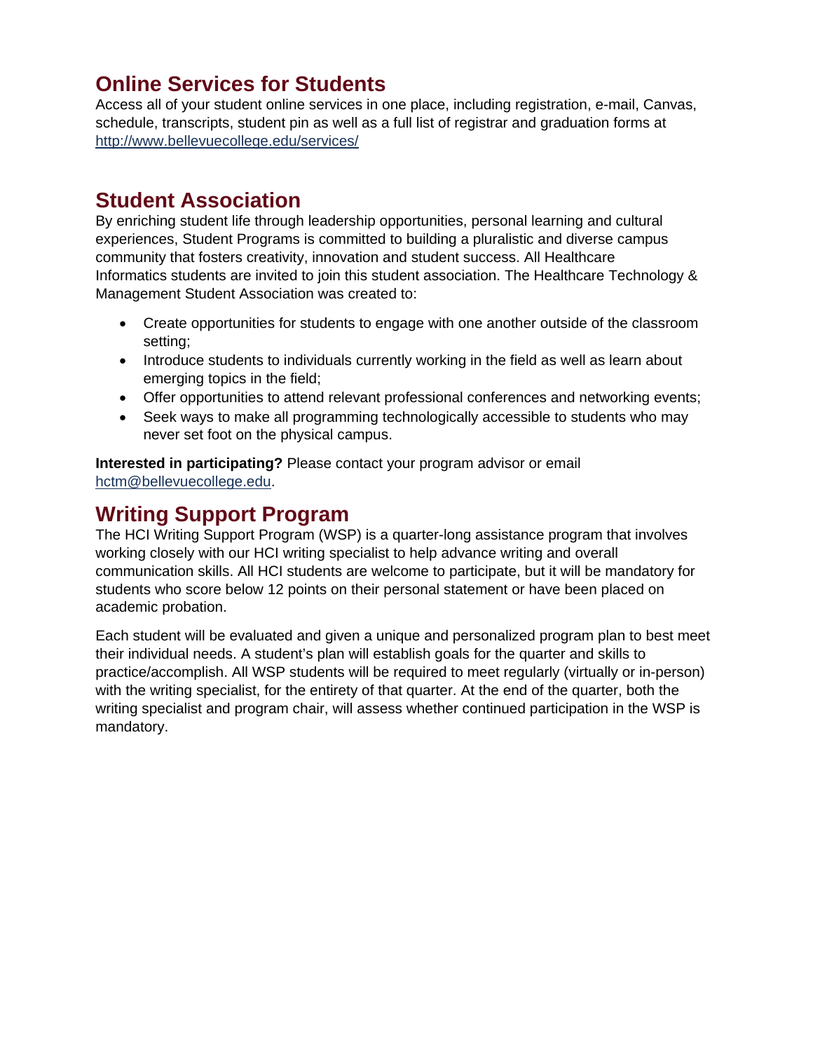## Online Services for Students

Access all of your student online services in one place, including registration, e-mail, Canvas, schedule, transcripts, student pin as well as a full list of registrar and graduation forms at http://www.bellevuecollege.edu/services/

## Student Association

By enriching student life through leadership opportunities, personal learning and cultural experiences, Student Programs is committed to building a pluralistic and diverse campus community that fosters creativity, innovation and student success. All Healthcare Informatics students are invited to join this student association. The Healthcare Technology & Management Student Association was created to:

- Create opportunities for students to engage with one another outside of the classroom setting;
- Introduce students to individuals currently working in the field as well as learn about emerging topics in the field;
- Offer opportunities to attend relevant professional conferences and networking events;
- Seek ways to make all programming technologically accessible to students who may never set foot on the physical campus.

**Interested in participating?** Please contact your program advisor or email hctm@bellevuecollege.edu.

## Writing Support Program

The HCI Writing Support Program (WSP) is a quarter-long assistance program that involves working closely with our HCI writing specialist to help advance writing and overall communication skills. All HCI students are welcome to participate, but it will be mandatory for students who score below 12 points on their personal statement or have been placed on academic probation.

Each student will be evaluated and given a unique and personalized program plan to best meet their individual needs. A student's plan will establish goals for the quarter and skills to practice/accomplish. All WSP students will be required to meet regularly (virtually or in-person) with the writing specialist, for the entirety of that quarter. At the end of the quarter, both the writing specialist and program chair, will assess whether continued participation in the WSP is mandatory.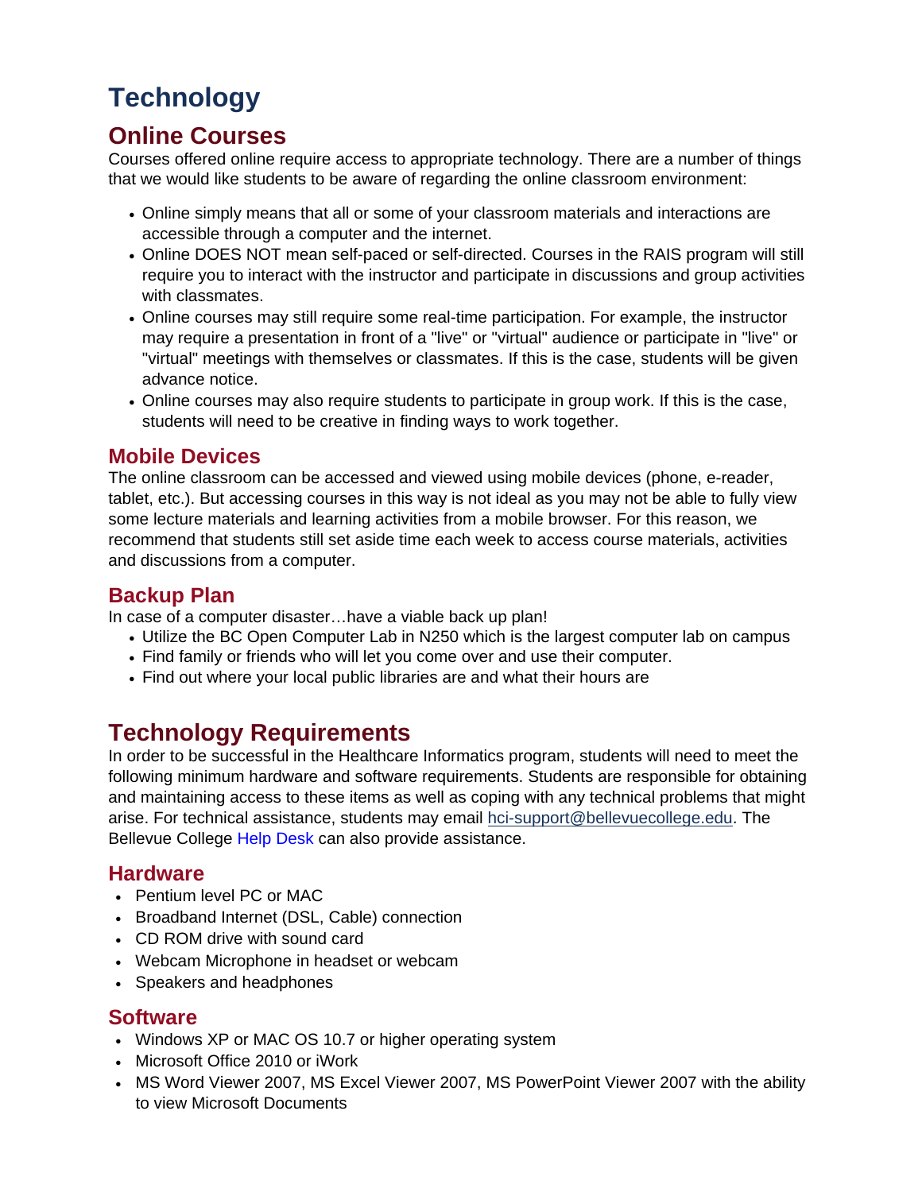# Technology

## Online Courses

Courses offered online require access to appropriate technology. There are a number of things that we would like students to be aware of regarding the online classroom environment:

- Online simply means that all or some of your classroom materials and interactions are accessible through a computer and the internet.
- Online DOES NOT mean self-paced or self-directed. Courses in the RAIS program will still require you to interact with the instructor and participate in discussions and group activities with classmates.
- Online courses may still require some real-time participation. For example, the instructor may require a presentation in front of a "live" or "virtual" audience or participate in "live" or "virtual" meetings with themselves or classmates. If this is the case, students will be given advance notice.
- Online courses may also require students to participate in group work. If this is the case, students will need to be creative in finding ways to work together.

### Mobile Devices

The online classroom can be accessed and viewed using mobile devices (phone, e-reader, tablet, etc.). But accessing courses in this way is not ideal as you may not be able to fully view some lecture materials and learning activities from a mobile browser. For this reason, we recommend that students still set aside time each week to access course materials, activities and discussions from a computer.

### Backup Plan

In case of a computer disaster…have a viable back up plan!

- Utilize the BC Open Computer Lab in N250 which is the largest computer lab on campus
- Find family or friends who will let you come over and use their computer.
- Find out where your local public libraries are and what their hours are

## Technology Requirements

In order to be successful in the Healthcare Informatics program, students will need to meet the following minimum hardware and software requirements. Students are responsible for obtaining and maintaining access to these items as well as coping with any technical problems that might arise. For technical assistance, students may email hci-support@bellevuecollege.edu. The Bellevue College Help Desk can also provide assistance.

### Hardware

- Pentium level PC or MAC
- Broadband Internet (DSL, Cable) connection
- CD ROM drive with sound card
- Webcam Microphone in headset or webcam
- Speakers and headphones

### Software

- Windows XP or MAC OS 10.7 or higher operating system
- Microsoft Office 2010 or iWork
- MS Word Viewer 2007, MS Excel Viewer 2007, MS PowerPoint Viewer 2007 with the ability to view Microsoft Documents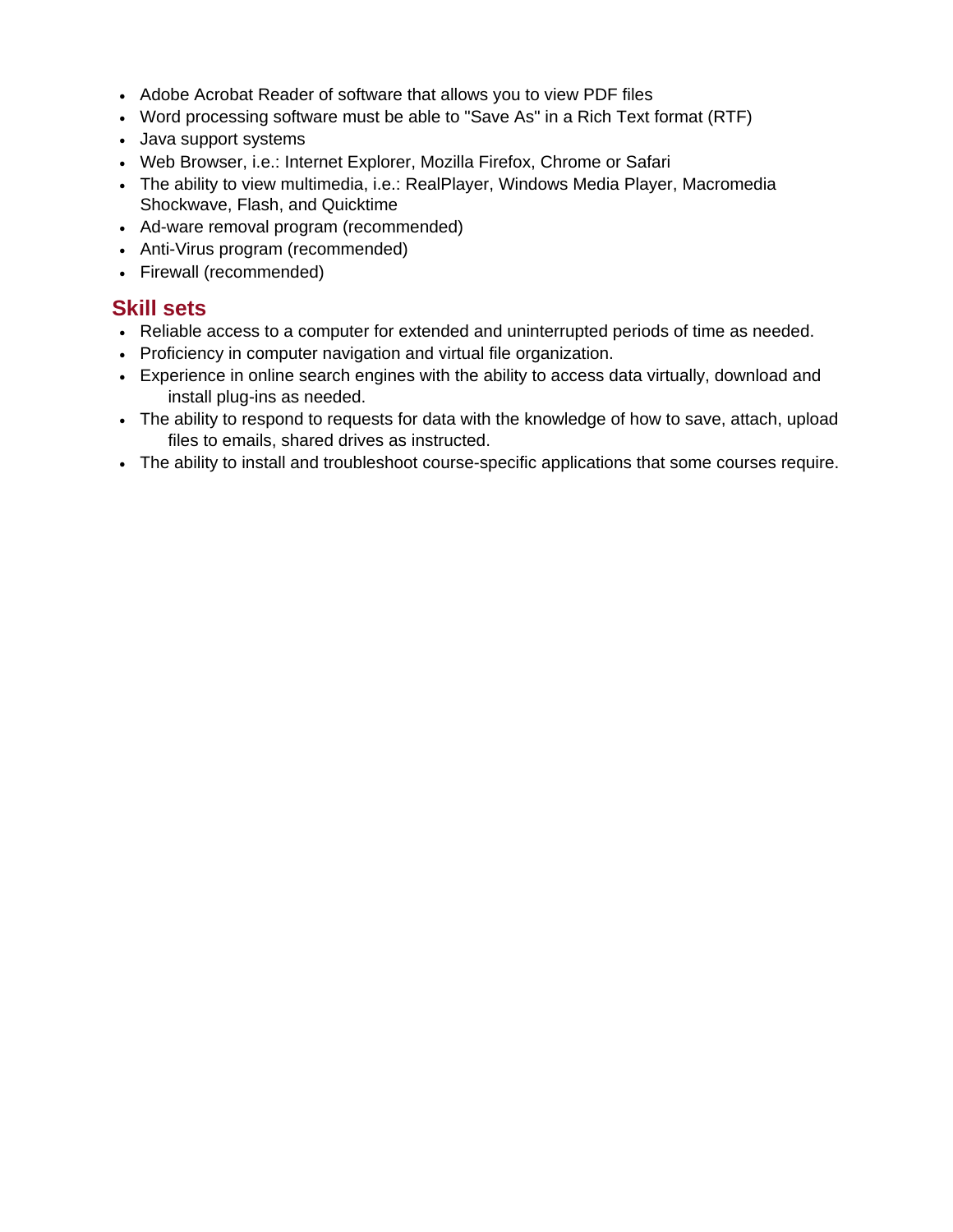- Adobe Acrobat Reader of software that allows you to view PDF files
- Word processing software must be able to "Save As" in a Rich Text format (RTF)
- Java support systems
- Web Browser, i.e.: Internet Explorer, Mozilla Firefox, Chrome or Safari
- The ability to view multimedia, i.e.: RealPlayer, Windows Media Player, Macromedia Shockwave, Flash, and Quicktime
- Ad-ware removal program (recommended)
- Anti-Virus program (recommended)
- Firewall (recommended)

## Skill sets

- Reliable access to a computer for extended and uninterrupted periods of time as needed.
- Proficiency in computer navigation and virtual file organization.
- Experience in online search engines with the ability to access data virtually, download and install plug-ins as needed.
- The ability to respond to requests for data with the knowledge of how to save, attach, upload files to emails, shared drives as instructed.
- The ability to install and troubleshoot course-specific applications that some courses require.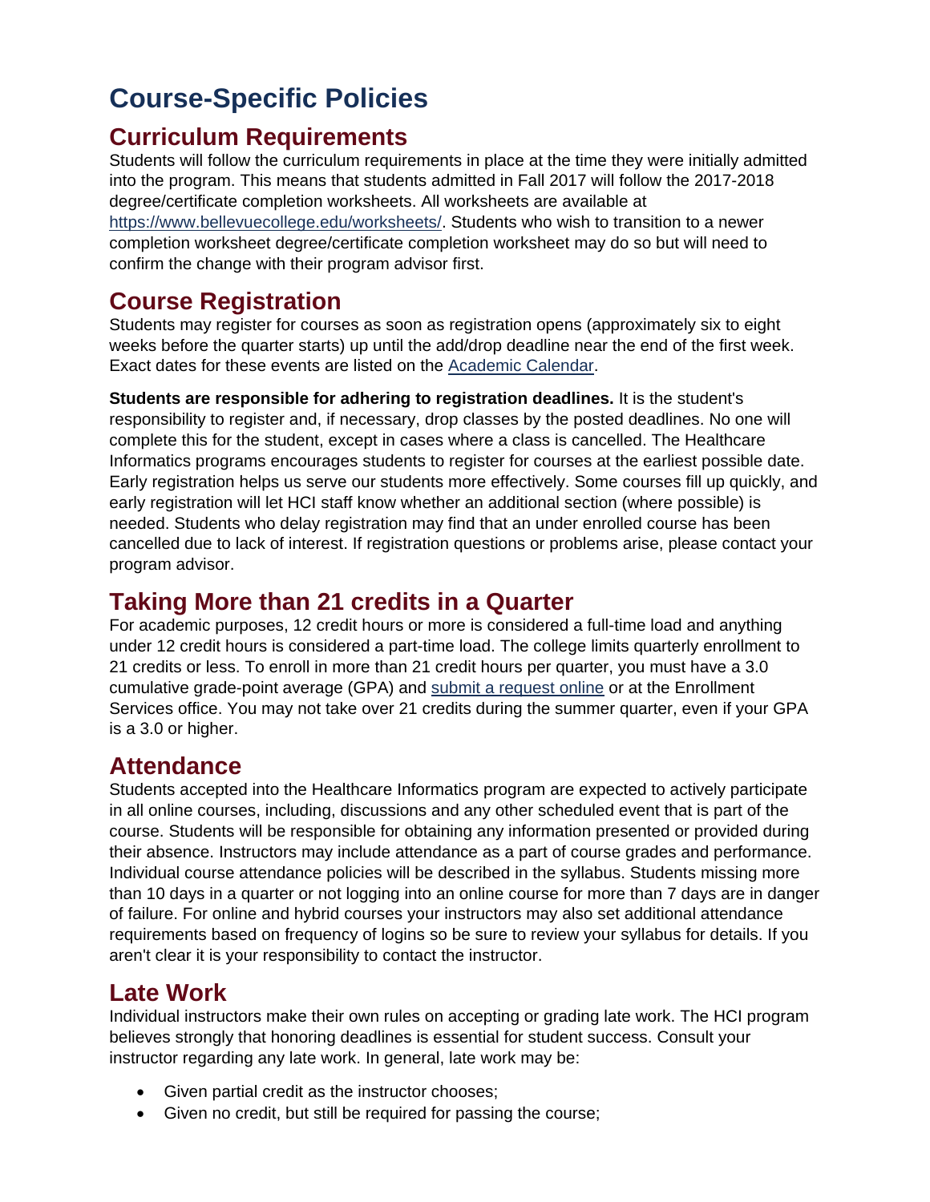# Course-Specific Policies

## Curriculum Requirements

Students will follow the curriculum requirements in place at the time they were initially admitted into the program. This means that students admitted in Fall 2017 will follow the 2017-2018 degree/certificate completion worksheets. All worksheets are available at https://www.bellevuecollege.edu/worksheets/. Students who wish to transition to a newer completion worksheet degree/certificate completion worksheet may do so but will need to confirm the change with their program advisor first.

## Course Registration

Students may register for courses as soon as registration opens (approximately six to eight weeks before the quarter starts) up until the add/drop deadline near the end of the first week. Exact dates for these events are listed on the Academic Calendar.

**Students are responsible for adhering to registration deadlines.** It is the student's responsibility to register and, if necessary, drop classes by the posted deadlines. No one will complete this for the student, except in cases where a class is cancelled. The Healthcare Informatics programs encourages students to register for courses at the earliest possible date. Early registration helps us serve our students more effectively. Some courses fill up quickly, and early registration will let HCI staff know whether an additional section (where possible) is needed. Students who delay registration may find that an under enrolled course has been cancelled due to lack of interest. If registration questions or problems arise, please contact your program advisor.

## Taking More than 21 credits in a Quarter

For academic purposes, 12 credit hours or more is considered a full-time load and anything under 12 credit hours is considered a part-time load. The college limits quarterly enrollment to 21 credits or less. To enroll in more than 21 credit hours per quarter, you must have a 3.0 cumulative grade-point average (GPA) and submit a request online or at the Enrollment Services office. You may not take over 21 credits during the summer quarter, even if your GPA is a 3.0 or higher.

## Attendance

Students accepted into the Healthcare Informatics program are expected to actively participate in all online courses, including, discussions and any other scheduled event that is part of the course. Students will be responsible for obtaining any information presented or provided during their absence. Instructors may include attendance as a part of course grades and performance. Individual course attendance policies will be described in the syllabus. Students missing more than 10 days in a quarter or not logging into an online course for more than 7 days are in danger of failure. For online and hybrid courses your instructors may also set additional attendance requirements based on frequency of logins so be sure to review your syllabus for details. If you aren't clear it is your responsibility to contact the instructor.

## Late Work

Individual instructors make their own rules on accepting or grading late work. The HCI program believes strongly that honoring deadlines is essential for student success. Consult your instructor regarding any late work. In general, late work may be:

- Given partial credit as the instructor chooses;
- Given no credit, but still be required for passing the course;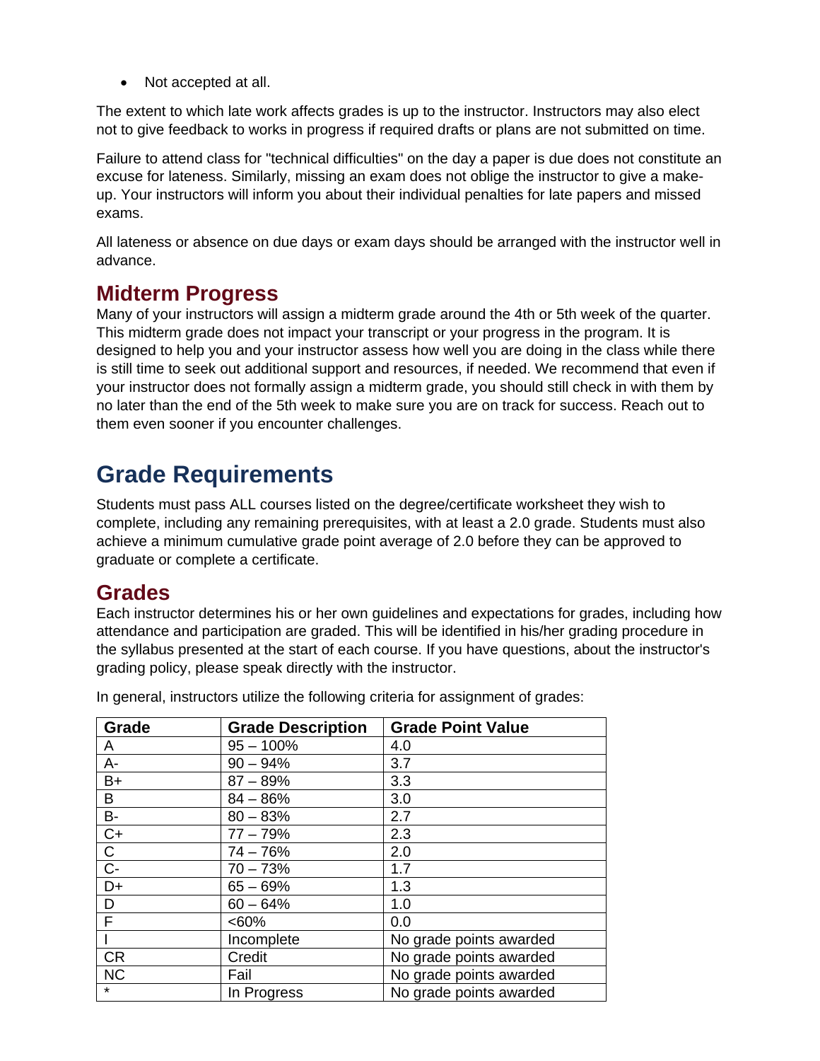- Not accepted at all.

The extent to which late work affects grades is up to the instructor. Instructors may also elect not to give feedback to works in progress if required drafts or plans are not submitted on time.

Failure to attend class for "technical difficulties" on the day a paper is due does not constitute an excuse for lateness. Similarly, missing an exam does not oblige the instructor to give a make-up. Your instructors will inform you about their individual penalties for late papers and missed exams.

All lateness or absence on due days or exam days should be arranged with the instructor well in advance.

### Midterm Progress

Many of your instructors will assign a midterm grade around the 4th or 5th week of the quarter. This midterm grade does not impact your transcript or your progress in the program. It is designed to help you and your instructor assess how well you are doing in the class while there is still time to seek out additional support and resources, if needed. We recommend that even if your instructor does not formally assign a midterm grade, you should still check in with them by no later than the end of the 5th week to make sure you are on track for success. Reach out to them even sooner if you encounter challenges.

## Grade Requirements

Students must pass ALL courses listed on the degree/certificate worksheet they wish to complete, including any remaining prerequisites, with at least a 2.0 grade. Students must also achieve a minimum cumulative grade point average of 2.0 before they can be approved to graduate or complete a certificate.

### Grades

Each instructor determines his or her own guidelines and expectations for grades, including how attendance and participation are graded. This will be identified in his/her grading procedure in the syllabus presented at the start of each course. If you have questions, about the instructor's grading policy, please speak directly with the instructor.

In general, instructors utilize the following criteria for assignment of grades:

| Grade | Grade Description | Grade Point Value |
|---|---|---|
| A | 95 – 100% | 4.0 |
| A- | 90 – 94% | 3.7 |
| B+ | 87 – 89% | 3.3 |
| B | 84 – 86% | 3.0 |
| B- | 80 – 83% | 2.7 |
| C+ | 77 – 79% | 2.3 |
| C | 74 – 76% | 2.0 |
| C- | 70 – 73% | 1.7 |
| D+ | 65 – 69% | 1.3 |
| D | 60 – 64% | 1.0 |
| F | <60% | 0.0 |
| I | Incomplete | No grade points awarded |
| CR | Credit | No grade points awarded |
| NC | Fail | No grade points awarded |
| * | In Progress | No grade points awarded |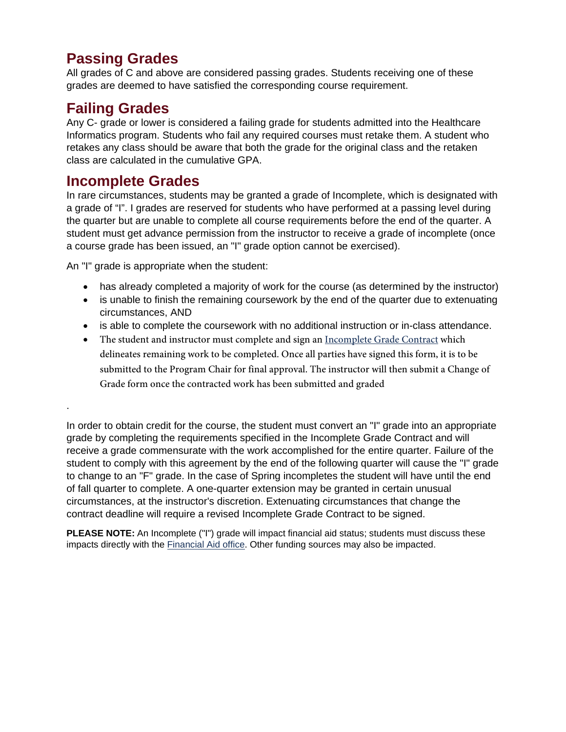## Passing Grades

All grades of C and above are considered passing grades. Students receiving one of these grades are deemed to have satisfied the corresponding course requirement.

## Failing Grades

Any C- grade or lower is considered a failing grade for students admitted into the Healthcare Informatics program. Students who fail any required courses must retake them. A student who retakes any class should be aware that both the grade for the original class and the retaken class are calculated in the cumulative GPA.

## Incomplete Grades

In rare circumstances, students may be granted a grade of Incomplete, which is designated with a grade of "I". I grades are reserved for students who have performed at a passing level during the quarter but are unable to complete all course requirements before the end of the quarter. A student must get advance permission from the instructor to receive a grade of incomplete (once a course grade has been issued, an "I" grade option cannot be exercised).

An "I" grade is appropriate when the student:

- has already completed a majority of work for the course (as determined by the instructor)
- is unable to finish the remaining coursework by the end of the quarter due to extenuating circumstances, AND
- is able to complete the coursework with no additional instruction or in-class attendance.
- The student and instructor must complete and sign an Incomplete Grade Contract which delineates remaining work to be completed. Once all parties have signed this form, it is to be submitted to the Program Chair for final approval. The instructor will then submit a Change of Grade form once the contracted work has been submitted and graded

.

In order to obtain credit for the course, the student must convert an "I" grade into an appropriate grade by completing the requirements specified in the Incomplete Grade Contract and will receive a grade commensurate with the work accomplished for the entire quarter. Failure of the student to comply with this agreement by the end of the following quarter will cause the "I" grade to change to an "F" grade. In the case of Spring incompletes the student will have until the end of fall quarter to complete. A one-quarter extension may be granted in certain unusual circumstances, at the instructor's discretion. Extenuating circumstances that change the contract deadline will require a revised Incomplete Grade Contract to be signed.

**PLEASE NOTE:** An Incomplete ("I") grade will impact financial aid status; students must discuss these impacts directly with the Financial Aid office. Other funding sources may also be impacted.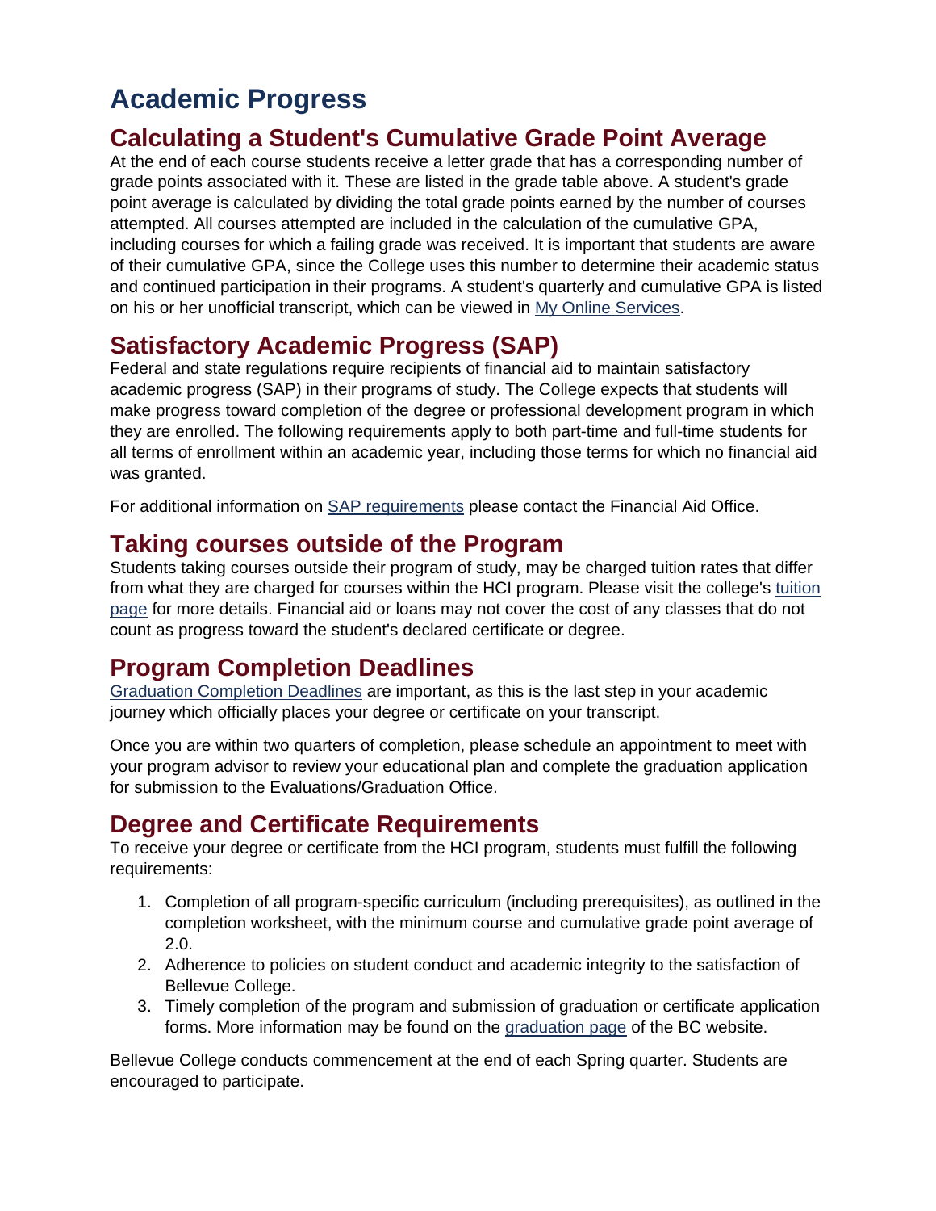# Academic Progress

## Calculating a Student's Cumulative Grade Point Average

At the end of each course students receive a letter grade that has a corresponding number of grade points associated with it. These are listed in the grade table above. A student's grade point average is calculated by dividing the total grade points earned by the number of courses attempted. All courses attempted are included in the calculation of the cumulative GPA, including courses for which a failing grade was received. It is important that students are aware of their cumulative GPA, since the College uses this number to determine their academic status and continued participation in their programs. A student's quarterly and cumulative GPA is listed on his or her unofficial transcript, which can be viewed in My Online Services.

## Satisfactory Academic Progress (SAP)

Federal and state regulations require recipients of financial aid to maintain satisfactory academic progress (SAP) in their programs of study. The College expects that students will make progress toward completion of the degree or professional development program in which they are enrolled. The following requirements apply to both part-time and full-time students for all terms of enrollment within an academic year, including those terms for which no financial aid was granted.

For additional information on SAP requirements please contact the Financial Aid Office.

## Taking courses outside of the Program

Students taking courses outside their program of study, may be charged tuition rates that differ from what they are charged for courses within the HCI program. Please visit the college's tuition page for more details. Financial aid or loans may not cover the cost of any classes that do not count as progress toward the student's declared certificate or degree.

## Program Completion Deadlines

Graduation Completion Deadlines are important, as this is the last step in your academic journey which officially places your degree or certificate on your transcript.

Once you are within two quarters of completion, please schedule an appointment to meet with your program advisor to review your educational plan and complete the graduation application for submission to the Evaluations/Graduation Office.

## Degree and Certificate Requirements

To receive your degree or certificate from the HCI program, students must fulfill the following requirements:

1. Completion of all program-specific curriculum (including prerequisites), as outlined in the completion worksheet, with the minimum course and cumulative grade point average of 2.0.
2. Adherence to policies on student conduct and academic integrity to the satisfaction of Bellevue College.
3. Timely completion of the program and submission of graduation or certificate application forms. More information may be found on the graduation page of the BC website.

Bellevue College conducts commencement at the end of each Spring quarter. Students are encouraged to participate.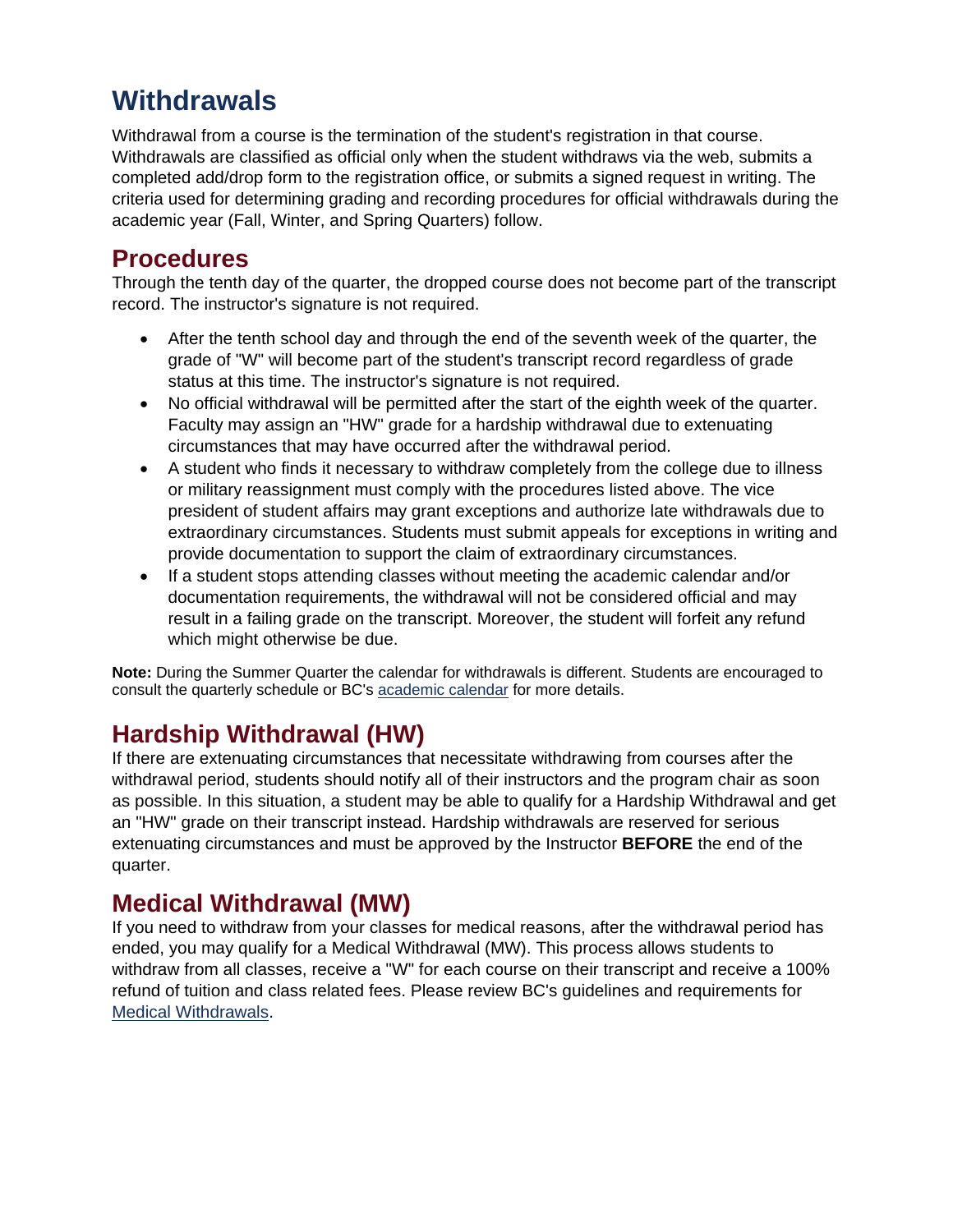# Withdrawals

Withdrawal from a course is the termination of the student's registration in that course. Withdrawals are classified as official only when the student withdraws via the web, submits a completed add/drop form to the registration office, or submits a signed request in writing. The criteria used for determining grading and recording procedures for official withdrawals during the academic year (Fall, Winter, and Spring Quarters) follow.

## Procedures

Through the tenth day of the quarter, the dropped course does not become part of the transcript record. The instructor's signature is not required.

- After the tenth school day and through the end of the seventh week of the quarter, the grade of "W" will become part of the student's transcript record regardless of grade status at this time. The instructor's signature is not required.
- No official withdrawal will be permitted after the start of the eighth week of the quarter. Faculty may assign an "HW" grade for a hardship withdrawal due to extenuating circumstances that may have occurred after the withdrawal period.
- A student who finds it necessary to withdraw completely from the college due to illness or military reassignment must comply with the procedures listed above. The vice president of student affairs may grant exceptions and authorize late withdrawals due to extraordinary circumstances. Students must submit appeals for exceptions in writing and provide documentation to support the claim of extraordinary circumstances.
- If a student stops attending classes without meeting the academic calendar and/or documentation requirements, the withdrawal will not be considered official and may result in a failing grade on the transcript. Moreover, the student will forfeit any refund which might otherwise be due.

**Note:** During the Summer Quarter the calendar for withdrawals is different. Students are encouraged to consult the quarterly schedule or BC's academic calendar for more details.

## Hardship Withdrawal (HW)

If there are extenuating circumstances that necessitate withdrawing from courses after the withdrawal period, students should notify all of their instructors and the program chair as soon as possible. In this situation, a student may be able to qualify for a Hardship Withdrawal and get an "HW" grade on their transcript instead. Hardship withdrawals are reserved for serious extenuating circumstances and must be approved by the Instructor **BEFORE** the end of the quarter.

## Medical Withdrawal (MW)

If you need to withdraw from your classes for medical reasons, after the withdrawal period has ended, you may qualify for a Medical Withdrawal (MW). This process allows students to withdraw from all classes, receive a "W" for each course on their transcript and receive a 100% refund of tuition and class related fees. Please review BC's guidelines and requirements for Medical Withdrawals.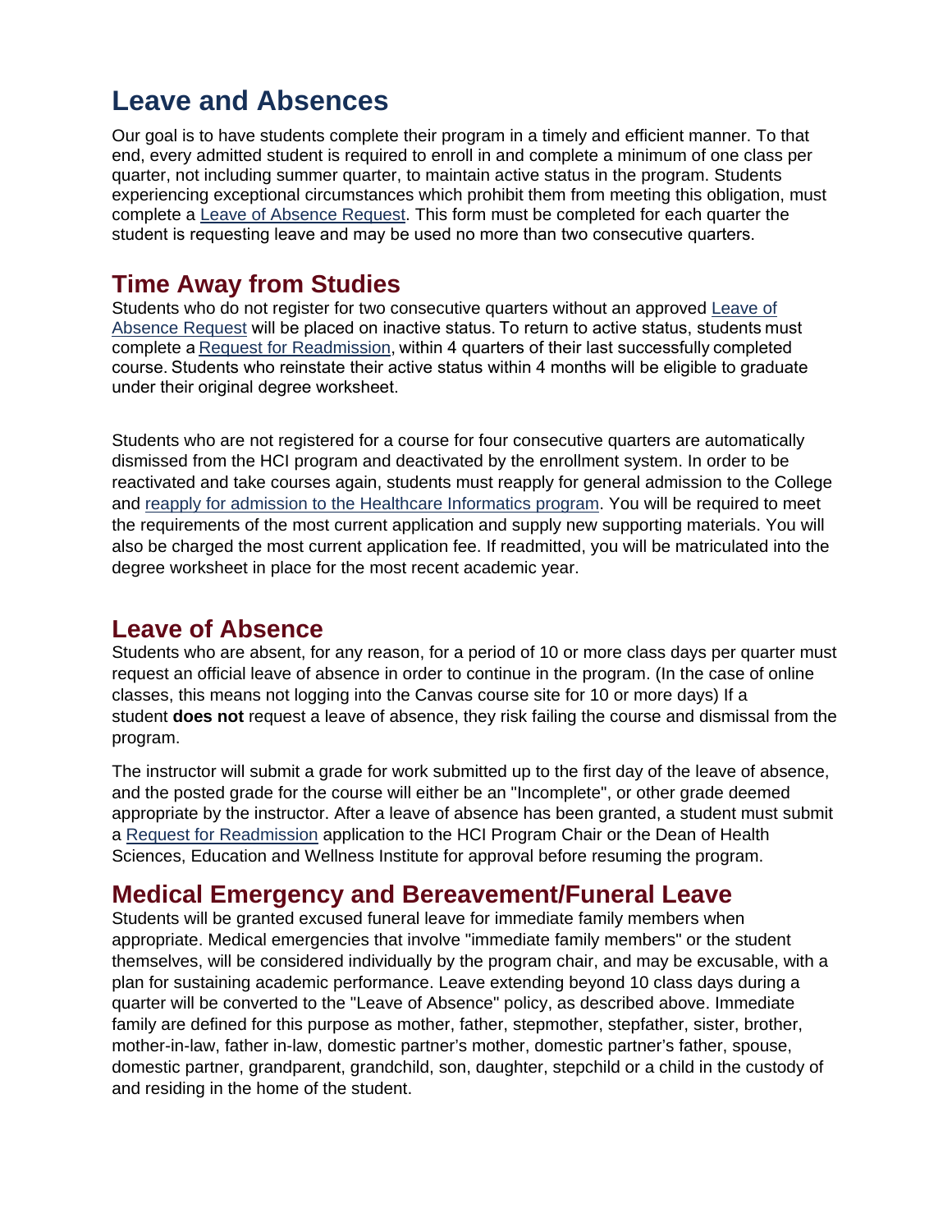# Leave and Absences

Our goal is to have students complete their program in a timely and efficient manner. To that end, every admitted student is required to enroll in and complete a minimum of one class per quarter, not including summer quarter, to maintain active status in the program. Students experiencing exceptional circumstances which prohibit them from meeting this obligation, must complete a Leave of Absence Request. This form must be completed for each quarter the student is requesting leave and may be used no more than two consecutive quarters.

## Time Away from Studies

Students who do not register for two consecutive quarters without an approved Leave of Absence Request will be placed on inactive status. To return to active status, students must complete a Request for Readmission, within 4 quarters of their last successfully completed course. Students who reinstate their active status within 4 months will be eligible to graduate under their original degree worksheet.

Students who are not registered for a course for four consecutive quarters are automatically dismissed from the HCI program and deactivated by the enrollment system. In order to be reactivated and take courses again, students must reapply for general admission to the College and reapply for admission to the Healthcare Informatics program. You will be required to meet the requirements of the most current application and supply new supporting materials. You will also be charged the most current application fee. If readmitted, you will be matriculated into the degree worksheet in place for the most recent academic year.

## Leave of Absence

Students who are absent, for any reason, for a period of 10 or more class days per quarter must request an official leave of absence in order to continue in the program. (In the case of online classes, this means not logging into the Canvas course site for 10 or more days) If a student **does not** request a leave of absence, they risk failing the course and dismissal from the program.

The instructor will submit a grade for work submitted up to the first day of the leave of absence, and the posted grade for the course will either be an "Incomplete", or other grade deemed appropriate by the instructor. After a leave of absence has been granted, a student must submit a Request for Readmission application to the HCI Program Chair or the Dean of Health Sciences, Education and Wellness Institute for approval before resuming the program.

## Medical Emergency and Bereavement/Funeral Leave

Students will be granted excused funeral leave for immediate family members when appropriate. Medical emergencies that involve "immediate family members" or the student themselves, will be considered individually by the program chair, and may be excusable, with a plan for sustaining academic performance. Leave extending beyond 10 class days during a quarter will be converted to the "Leave of Absence" policy, as described above. Immediate family are defined for this purpose as mother, father, stepmother, stepfather, sister, brother, mother-in-law, father in-law, domestic partner's mother, domestic partner's father, spouse, domestic partner, grandparent, grandchild, son, daughter, stepchild or a child in the custody of and residing in the home of the student.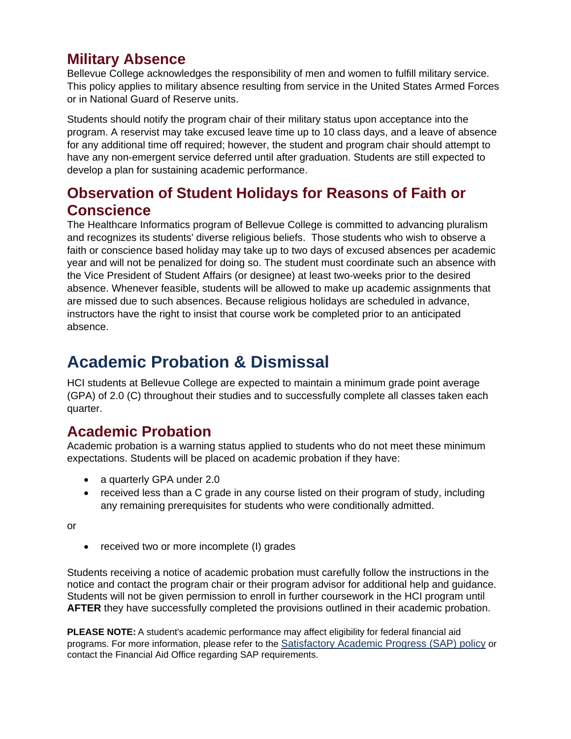## Military Absence

Bellevue College acknowledges the responsibility of men and women to fulfill military service. This policy applies to military absence resulting from service in the United States Armed Forces or in National Guard of Reserve units.

Students should notify the program chair of their military status upon acceptance into the program. A reservist may take excused leave time up to 10 class days, and a leave of absence for any additional time off required; however, the student and program chair should attempt to have any non-emergent service deferred until after graduation. Students are still expected to develop a plan for sustaining academic performance.

## Observation of Student Holidays for Reasons of Faith or Conscience

The Healthcare Informatics program of Bellevue College is committed to advancing pluralism and recognizes its students' diverse religious beliefs. Those students who wish to observe a faith or conscience based holiday may take up to two days of excused absences per academic year and will not be penalized for doing so. The student must coordinate such an absence with the Vice President of Student Affairs (or designee) at least two-weeks prior to the desired absence. Whenever feasible, students will be allowed to make up academic assignments that are missed due to such absences. Because religious holidays are scheduled in advance, instructors have the right to insist that course work be completed prior to an anticipated absence.

# Academic Probation & Dismissal

HCI students at Bellevue College are expected to maintain a minimum grade point average (GPA) of 2.0 (C) throughout their studies and to successfully complete all classes taken each quarter.

## Academic Probation

Academic probation is a warning status applied to students who do not meet these minimum expectations. Students will be placed on academic probation if they have:

- a quarterly GPA under 2.0
- received less than a C grade in any course listed on their program of study, including any remaining prerequisites for students who were conditionally admitted.

or

- received two or more incomplete (I) grades

Students receiving a notice of academic probation must carefully follow the instructions in the notice and contact the program chair or their program advisor for additional help and guidance. Students will not be given permission to enroll in further coursework in the HCI program until **AFTER** they have successfully completed the provisions outlined in their academic probation.

**PLEASE NOTE:** A student's academic performance may affect eligibility for federal financial aid programs. For more information, please refer to the Satisfactory Academic Progress (SAP) policy or contact the Financial Aid Office regarding SAP requirements.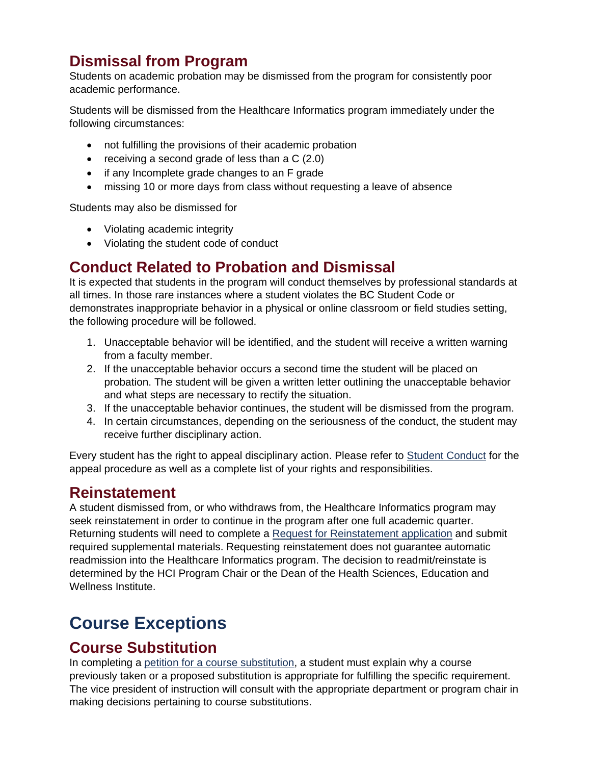## Dismissal from Program

Students on academic probation may be dismissed from the program for consistently poor academic performance.

Students will be dismissed from the Healthcare Informatics program immediately under the following circumstances:

- not fulfilling the provisions of their academic probation
- receiving a second grade of less than a C (2.0)
- if any Incomplete grade changes to an F grade
- missing 10 or more days from class without requesting a leave of absence

Students may also be dismissed for

- Violating academic integrity
- Violating the student code of conduct

## Conduct Related to Probation and Dismissal

It is expected that students in the program will conduct themselves by professional standards at all times. In those rare instances where a student violates the BC Student Code or demonstrates inappropriate behavior in a physical or online classroom or field studies setting, the following procedure will be followed.

1. Unacceptable behavior will be identified, and the student will receive a written warning from a faculty member.
2. If the unacceptable behavior occurs a second time the student will be placed on probation. The student will be given a written letter outlining the unacceptable behavior and what steps are necessary to rectify the situation.
3. If the unacceptable behavior continues, the student will be dismissed from the program.
4. In certain circumstances, depending on the seriousness of the conduct, the student may receive further disciplinary action.

Every student has the right to appeal disciplinary action. Please refer to Student Conduct for the appeal procedure as well as a complete list of your rights and responsibilities.

## Reinstatement

A student dismissed from, or who withdraws from, the Healthcare Informatics program may seek reinstatement in order to continue in the program after one full academic quarter. Returning students will need to complete a Request for Reinstatement application and submit required supplemental materials. Requesting reinstatement does not guarantee automatic readmission into the Healthcare Informatics program. The decision to readmit/reinstate is determined by the HCI Program Chair or the Dean of the Health Sciences, Education and Wellness Institute.

# Course Exceptions

## Course Substitution

In completing a petition for a course substitution, a student must explain why a course previously taken or a proposed substitution is appropriate for fulfilling the specific requirement. The vice president of instruction will consult with the appropriate department or program chair in making decisions pertaining to course substitutions.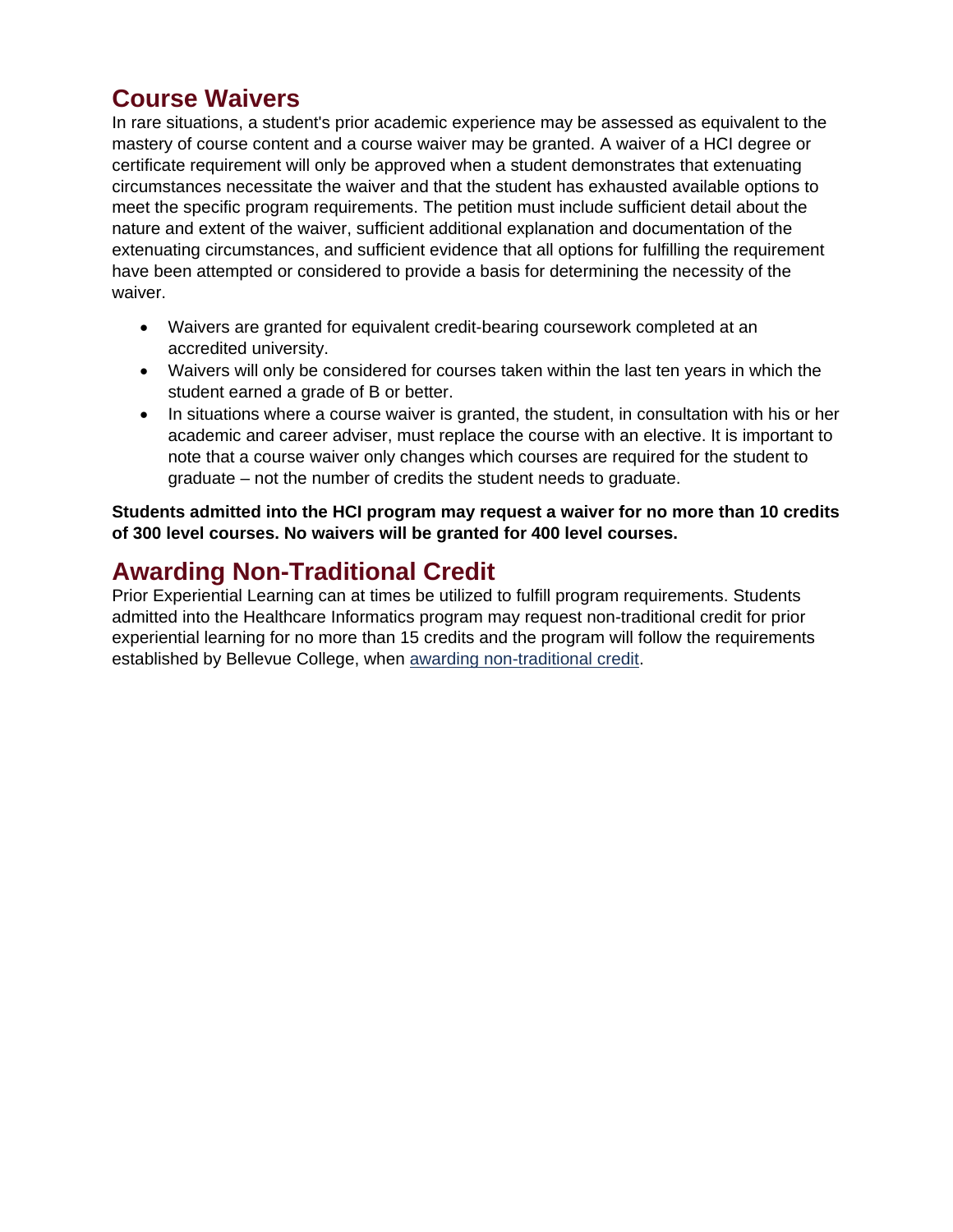## Course Waivers

In rare situations, a student's prior academic experience may be assessed as equivalent to the mastery of course content and a course waiver may be granted. A waiver of a HCI degree or certificate requirement will only be approved when a student demonstrates that extenuating circumstances necessitate the waiver and that the student has exhausted available options to meet the specific program requirements. The petition must include sufficient detail about the nature and extent of the waiver, sufficient additional explanation and documentation of the extenuating circumstances, and sufficient evidence that all options for fulfilling the requirement have been attempted or considered to provide a basis for determining the necessity of the waiver.

- Waivers are granted for equivalent credit-bearing coursework completed at an accredited university.
- Waivers will only be considered for courses taken within the last ten years in which the student earned a grade of B or better.
- In situations where a course waiver is granted, the student, in consultation with his or her academic and career adviser, must replace the course with an elective. It is important to note that a course waiver only changes which courses are required for the student to graduate – not the number of credits the student needs to graduate.

**Students admitted into the HCI program may request a waiver for no more than 10 credits of 300 level courses. No waivers will be granted for 400 level courses.**

## Awarding Non-Traditional Credit

Prior Experiential Learning can at times be utilized to fulfill program requirements. Students admitted into the Healthcare Informatics program may request non-traditional credit for prior experiential learning for no more than 15 credits and the program will follow the requirements established by Bellevue College, when awarding non-traditional credit.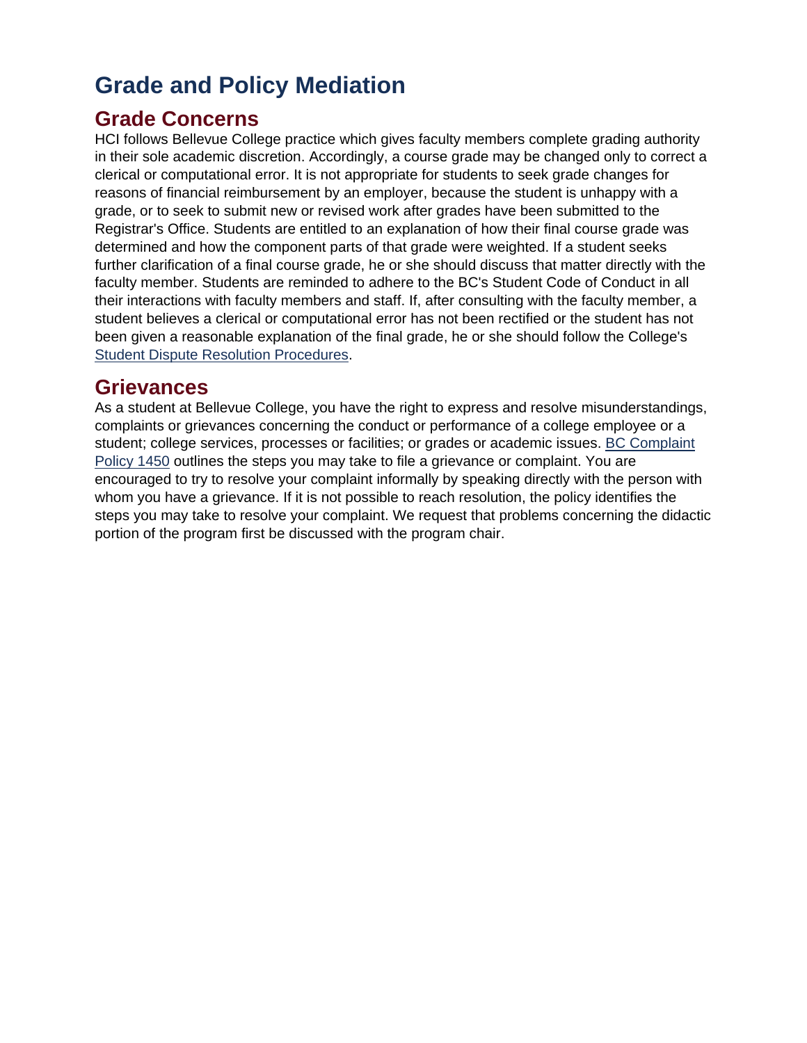# Grade and Policy Mediation

## Grade Concerns

HCI follows Bellevue College practice which gives faculty members complete grading authority in their sole academic discretion. Accordingly, a course grade may be changed only to correct a clerical or computational error. It is not appropriate for students to seek grade changes for reasons of financial reimbursement by an employer, because the student is unhappy with a grade, or to seek to submit new or revised work after grades have been submitted to the Registrar's Office. Students are entitled to an explanation of how their final course grade was determined and how the component parts of that grade were weighted. If a student seeks further clarification of a final course grade, he or she should discuss that matter directly with the faculty member. Students are reminded to adhere to the BC's Student Code of Conduct in all their interactions with faculty members and staff. If, after consulting with the faculty member, a student believes a clerical or computational error has not been rectified or the student has not been given a reasonable explanation of the final grade, he or she should follow the College's Student Dispute Resolution Procedures.

## Grievances

As a student at Bellevue College, you have the right to express and resolve misunderstandings, complaints or grievances concerning the conduct or performance of a college employee or a student; college services, processes or facilities; or grades or academic issues. BC Complaint Policy 1450 outlines the steps you may take to file a grievance or complaint. You are encouraged to try to resolve your complaint informally by speaking directly with the person with whom you have a grievance. If it is not possible to reach resolution, the policy identifies the steps you may take to resolve your complaint. We request that problems concerning the didactic portion of the program first be discussed with the program chair.